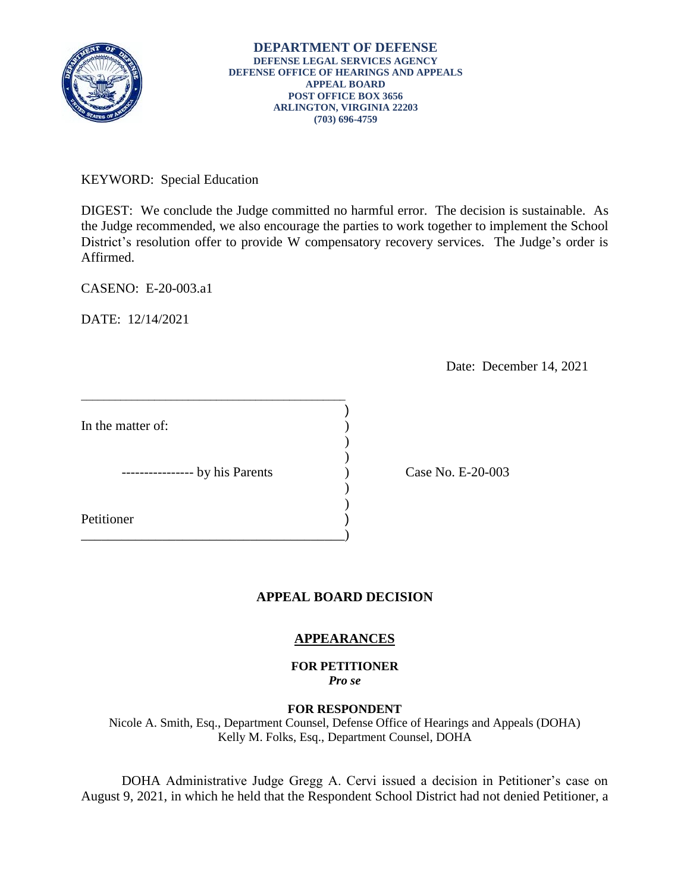**DEPARTMENT OF DEFENSE**
**DEFENSE LEGAL SERVICES AGENCY**
**DEFENSE OFFICE OF HEARINGS AND APPEALS**
**APPEAL BOARD**
**POST OFFICE BOX 3656**
**ARLINGTON, VIRGINIA 22203**
**(703) 696-4759**

KEYWORD: Special Education

DIGEST: We conclude the Judge committed no harmful error. The decision is sustainable. As the Judge recommended, we also encourage the parties to work together to implement the School District's resolution offer to provide W compensatory recovery services. The Judge's order is Affirmed.

CASENO: E-20-003.a1

DATE: 12/14/2021

Date: December 14, 2021

| | |
|---|---|
| In the matter of: | |
| ---------------- by his Parents | Case No. E-20-003 |
| Petitioner | |

## APPEAL BOARD DECISION

### APPEARANCES

**FOR PETITIONER**
*Pro se*

**FOR RESPONDENT**
Nicole A. Smith, Esq., Department Counsel, Defense Office of Hearings and Appeals (DOHA)
Kelly M. Folks, Esq., Department Counsel, DOHA

DOHA Administrative Judge Gregg A. Cervi issued a decision in Petitioner's case on August 9, 2021, in which he held that the Respondent School District had not denied Petitioner, a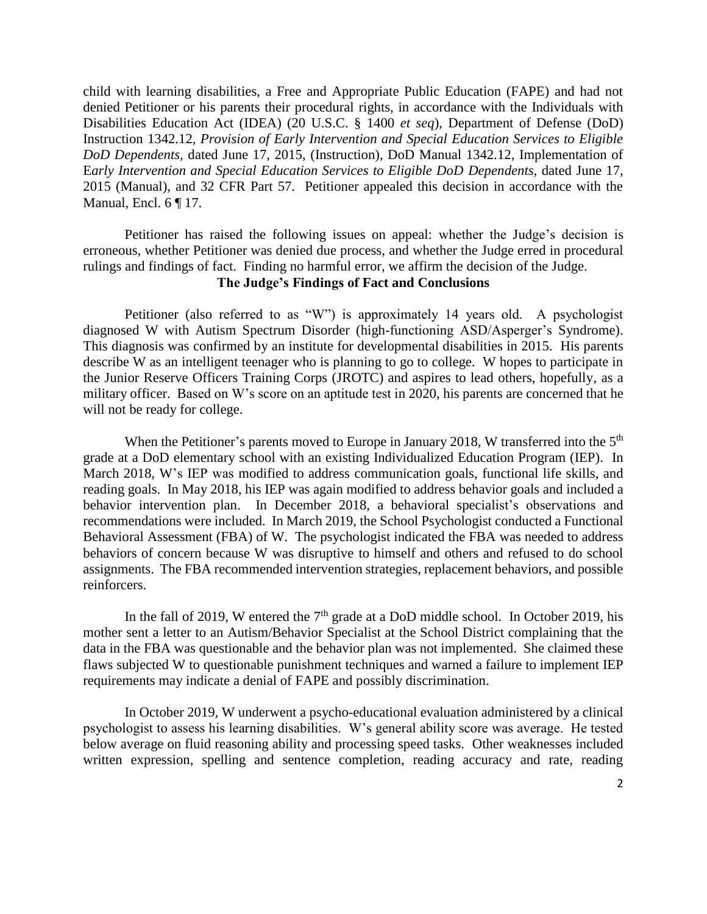child with learning disabilities, a Free and Appropriate Public Education (FAPE) and had not denied Petitioner or his parents their procedural rights, in accordance with the Individuals with Disabilities Education Act (IDEA) (20 U.S.C. § 1400 *et seq*), Department of Defense (DoD) Instruction 1342.12, *Provision of Early Intervention and Special Education Services to Eligible DoD Dependents*, dated June 17, 2015, (Instruction), DoD Manual 1342.12, Implementation of E*arly Intervention and Special Education Services to Eligible DoD Dependents*, dated June 17, 2015 (Manual), and 32 CFR Part 57. Petitioner appealed this decision in accordance with the Manual, Encl. 6 ¶ 17.

Petitioner has raised the following issues on appeal: whether the Judge's decision is erroneous, whether Petitioner was denied due process, and whether the Judge erred in procedural rulings and findings of fact. Finding no harmful error, we affirm the decision of the Judge.

**The Judge's Findings of Fact and Conclusions**

Petitioner (also referred to as "W") is approximately 14 years old. A psychologist diagnosed W with Autism Spectrum Disorder (high-functioning ASD/Asperger's Syndrome). This diagnosis was confirmed by an institute for developmental disabilities in 2015. His parents describe W as an intelligent teenager who is planning to go to college. W hopes to participate in the Junior Reserve Officers Training Corps (JROTC) and aspires to lead others, hopefully, as a military officer. Based on W's score on an aptitude test in 2020, his parents are concerned that he will not be ready for college.

When the Petitioner's parents moved to Europe in January 2018, W transferred into the 5th grade at a DoD elementary school with an existing Individualized Education Program (IEP). In March 2018, W's IEP was modified to address communication goals, functional life skills, and reading goals. In May 2018, his IEP was again modified to address behavior goals and included a behavior intervention plan. In December 2018, a behavioral specialist's observations and recommendations were included. In March 2019, the School Psychologist conducted a Functional Behavioral Assessment (FBA) of W. The psychologist indicated the FBA was needed to address behaviors of concern because W was disruptive to himself and others and refused to do school assignments. The FBA recommended intervention strategies, replacement behaviors, and possible reinforcers.

In the fall of 2019, W entered the 7th grade at a DoD middle school. In October 2019, his mother sent a letter to an Autism/Behavior Specialist at the School District complaining that the data in the FBA was questionable and the behavior plan was not implemented. She claimed these flaws subjected W to questionable punishment techniques and warned a failure to implement IEP requirements may indicate a denial of FAPE and possibly discrimination.

In October 2019, W underwent a psycho-educational evaluation administered by a clinical psychologist to assess his learning disabilities. W's general ability score was average. He tested below average on fluid reasoning ability and processing speed tasks. Other weaknesses included written expression, spelling and sentence completion, reading accuracy and rate, reading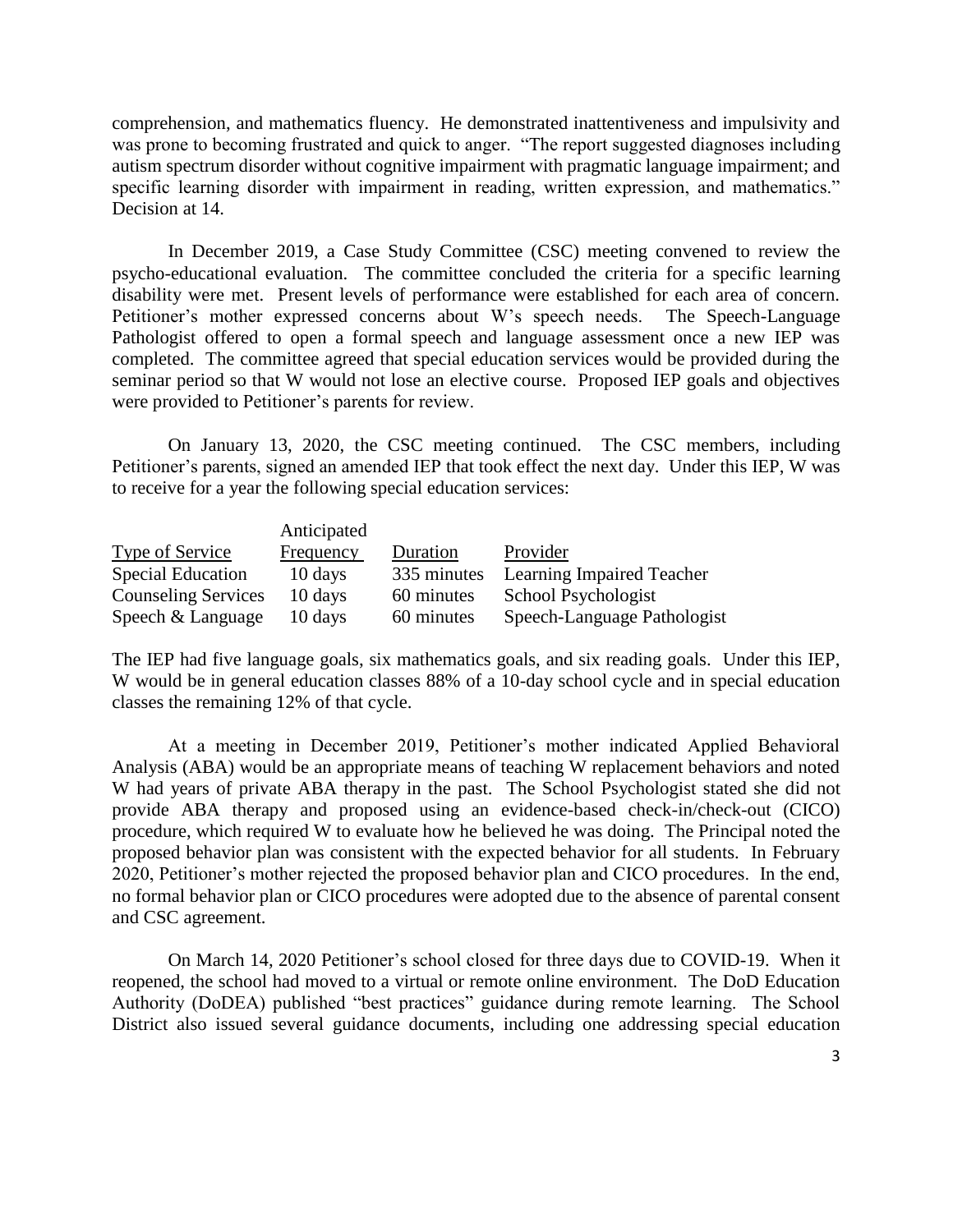comprehension, and mathematics fluency. He demonstrated inattentiveness and impulsivity and was prone to becoming frustrated and quick to anger. "The report suggested diagnoses including autism spectrum disorder without cognitive impairment with pragmatic language impairment; and specific learning disorder with impairment in reading, written expression, and mathematics." Decision at 14.

In December 2019, a Case Study Committee (CSC) meeting convened to review the psycho-educational evaluation. The committee concluded the criteria for a specific learning disability were met. Present levels of performance were established for each area of concern. Petitioner's mother expressed concerns about W's speech needs. The Speech-Language Pathologist offered to open a formal speech and language assessment once a new IEP was completed. The committee agreed that special education services would be provided during the seminar period so that W would not lose an elective course. Proposed IEP goals and objectives were provided to Petitioner's parents for review.

On January 13, 2020, the CSC meeting continued. The CSC members, including Petitioner's parents, signed an amended IEP that took effect the next day. Under this IEP, W was to receive for a year the following special education services:

| Type of Service | Anticipated Frequency | Duration | Provider |
|---|---|---|---|
| Special Education | 10 days | 335 minutes | Learning Impaired Teacher |
| Counseling Services | 10 days | 60 minutes | School Psychologist |
| Speech & Language | 10 days | 60 minutes | Speech-Language Pathologist |

The IEP had five language goals, six mathematics goals, and six reading goals. Under this IEP, W would be in general education classes 88% of a 10-day school cycle and in special education classes the remaining 12% of that cycle.

At a meeting in December 2019, Petitioner's mother indicated Applied Behavioral Analysis (ABA) would be an appropriate means of teaching W replacement behaviors and noted W had years of private ABA therapy in the past. The School Psychologist stated she did not provide ABA therapy and proposed using an evidence-based check-in/check-out (CICO) procedure, which required W to evaluate how he believed he was doing. The Principal noted the proposed behavior plan was consistent with the expected behavior for all students. In February 2020, Petitioner's mother rejected the proposed behavior plan and CICO procedures. In the end, no formal behavior plan or CICO procedures were adopted due to the absence of parental consent and CSC agreement.

On March 14, 2020 Petitioner's school closed for three days due to COVID-19. When it reopened, the school had moved to a virtual or remote online environment. The DoD Education Authority (DoDEA) published "best practices" guidance during remote learning. The School District also issued several guidance documents, including one addressing special education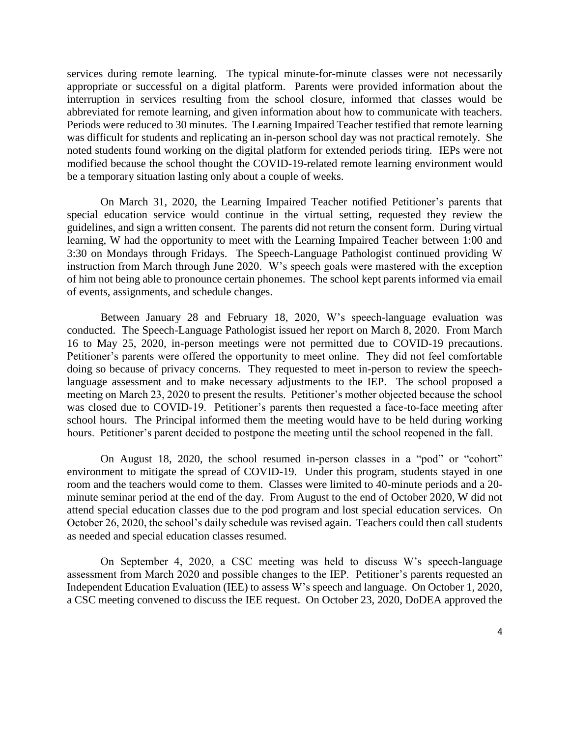services during remote learning. The typical minute-for-minute classes were not necessarily appropriate or successful on a digital platform. Parents were provided information about the interruption in services resulting from the school closure, informed that classes would be abbreviated for remote learning, and given information about how to communicate with teachers. Periods were reduced to 30 minutes. The Learning Impaired Teacher testified that remote learning was difficult for students and replicating an in-person school day was not practical remotely. She noted students found working on the digital platform for extended periods tiring. IEPs were not modified because the school thought the COVID-19-related remote learning environment would be a temporary situation lasting only about a couple of weeks.

On March 31, 2020, the Learning Impaired Teacher notified Petitioner's parents that special education service would continue in the virtual setting, requested they review the guidelines, and sign a written consent. The parents did not return the consent form. During virtual learning, W had the opportunity to meet with the Learning Impaired Teacher between 1:00 and 3:30 on Mondays through Fridays. The Speech-Language Pathologist continued providing W instruction from March through June 2020. W's speech goals were mastered with the exception of him not being able to pronounce certain phonemes. The school kept parents informed via email of events, assignments, and schedule changes.

Between January 28 and February 18, 2020, W's speech-language evaluation was conducted. The Speech-Language Pathologist issued her report on March 8, 2020. From March 16 to May 25, 2020, in-person meetings were not permitted due to COVID-19 precautions. Petitioner's parents were offered the opportunity to meet online. They did not feel comfortable doing so because of privacy concerns. They requested to meet in-person to review the speech-language assessment and to make necessary adjustments to the IEP. The school proposed a meeting on March 23, 2020 to present the results. Petitioner's mother objected because the school was closed due to COVID-19. Petitioner's parents then requested a face-to-face meeting after school hours. The Principal informed them the meeting would have to be held during working hours. Petitioner's parent decided to postpone the meeting until the school reopened in the fall.

On August 18, 2020, the school resumed in-person classes in a "pod" or "cohort" environment to mitigate the spread of COVID-19. Under this program, students stayed in one room and the teachers would come to them. Classes were limited to 40-minute periods and a 20-minute seminar period at the end of the day. From August to the end of October 2020, W did not attend special education classes due to the pod program and lost special education services. On October 26, 2020, the school's daily schedule was revised again. Teachers could then call students as needed and special education classes resumed.

On September 4, 2020, a CSC meeting was held to discuss W's speech-language assessment from March 2020 and possible changes to the IEP. Petitioner's parents requested an Independent Education Evaluation (IEE) to assess W's speech and language. On October 1, 2020, a CSC meeting convened to discuss the IEE request. On October 23, 2020, DoDEA approved the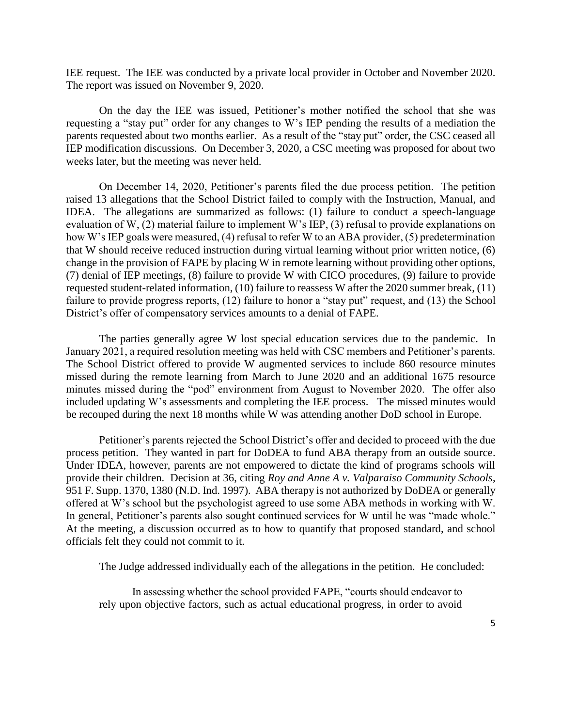IEE request. The IEE was conducted by a private local provider in October and November 2020. The report was issued on November 9, 2020.

On the day the IEE was issued, Petitioner's mother notified the school that she was requesting a "stay put" order for any changes to W's IEP pending the results of a mediation the parents requested about two months earlier. As a result of the "stay put" order, the CSC ceased all IEP modification discussions. On December 3, 2020, a CSC meeting was proposed for about two weeks later, but the meeting was never held.

On December 14, 2020, Petitioner's parents filed the due process petition. The petition raised 13 allegations that the School District failed to comply with the Instruction, Manual, and IDEA. The allegations are summarized as follows: (1) failure to conduct a speech-language evaluation of W, (2) material failure to implement W's IEP, (3) refusal to provide explanations on how W's IEP goals were measured, (4) refusal to refer W to an ABA provider, (5) predetermination that W should receive reduced instruction during virtual learning without prior written notice, (6) change in the provision of FAPE by placing W in remote learning without providing other options, (7) denial of IEP meetings, (8) failure to provide W with CICO procedures, (9) failure to provide requested student-related information, (10) failure to reassess W after the 2020 summer break, (11) failure to provide progress reports, (12) failure to honor a "stay put" request, and (13) the School District's offer of compensatory services amounts to a denial of FAPE.

The parties generally agree W lost special education services due to the pandemic. In January 2021, a required resolution meeting was held with CSC members and Petitioner's parents. The School District offered to provide W augmented services to include 860 resource minutes missed during the remote learning from March to June 2020 and an additional 1675 resource minutes missed during the "pod" environment from August to November 2020. The offer also included updating W's assessments and completing the IEE process. The missed minutes would be recouped during the next 18 months while W was attending another DoD school in Europe.

Petitioner's parents rejected the School District's offer and decided to proceed with the due process petition. They wanted in part for DoDEA to fund ABA therapy from an outside source. Under IDEA, however, parents are not empowered to dictate the kind of programs schools will provide their children. Decision at 36, citing *Roy and Anne A v. Valparaiso Community Schools*, 951 F. Supp. 1370, 1380 (N.D. Ind. 1997). ABA therapy is not authorized by DoDEA or generally offered at W's school but the psychologist agreed to use some ABA methods in working with W. In general, Petitioner's parents also sought continued services for W until he was "made whole." At the meeting, a discussion occurred as to how to quantify that proposed standard, and school officials felt they could not commit to it.

The Judge addressed individually each of the allegations in the petition. He concluded:

> In assessing whether the school provided FAPE, "courts should endeavor to rely upon objective factors, such as actual educational progress, in order to avoid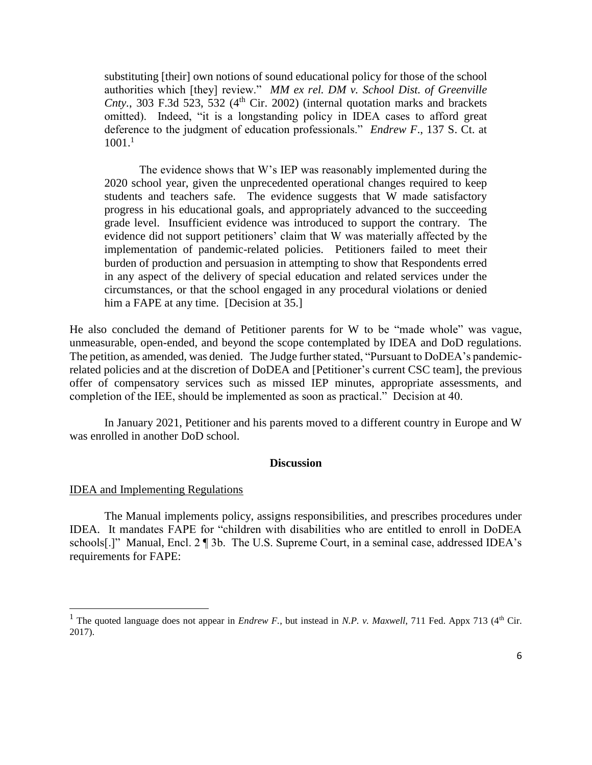> substituting [their] own notions of sound educational policy for those of the school authorities which [they] review." *MM ex rel. DM v. School Dist. of Greenville Cnty.*, 303 F.3d 523, 532 (4th Cir. 2002) (internal quotation marks and brackets omitted). Indeed, "it is a longstanding policy in IDEA cases to afford great deference to the judgment of education professionals." *Endrew F.*, 137 S. Ct. at 1001.[1]
>
> The evidence shows that W's IEP was reasonably implemented during the 2020 school year, given the unprecedented operational changes required to keep students and teachers safe. The evidence suggests that W made satisfactory progress in his educational goals, and appropriately advanced to the succeeding grade level. Insufficient evidence was introduced to support the contrary. The evidence did not support petitioners' claim that W was materially affected by the implementation of pandemic-related policies. Petitioners failed to meet their burden of production and persuasion in attempting to show that Respondents erred in any aspect of the delivery of special education and related services under the circumstances, or that the school engaged in any procedural violations or denied him a FAPE at any time. [Decision at 35.]

He also concluded the demand of Petitioner parents for W to be "made whole" was vague, unmeasurable, open-ended, and beyond the scope contemplated by IDEA and DoD regulations. The petition, as amended, was denied. The Judge further stated, "Pursuant to DoDEA's pandemic-related policies and at the discretion of DoDEA and [Petitioner's current CSC team], the previous offer of compensatory services such as missed IEP minutes, appropriate assessments, and completion of the IEE, should be implemented as soon as practical." Decision at 40.

In January 2021, Petitioner and his parents moved to a different country in Europe and W was enrolled in another DoD school.

## Discussion

<u>IDEA and Implementing Regulations</u>

The Manual implements policy, assigns responsibilities, and prescribes procedures under IDEA. It mandates FAPE for "children with disabilities who are entitled to enroll in DoDEA schools[.]" Manual, Encl. 2 ¶ 3b. The U.S. Supreme Court, in a seminal case, addressed IDEA's requirements for FAPE:

---

[1] The quoted language does not appear in *Endrew F.*, but instead in *N.P. v. Maxwell*, 711 Fed. Appx 713 (4th Cir. 2017).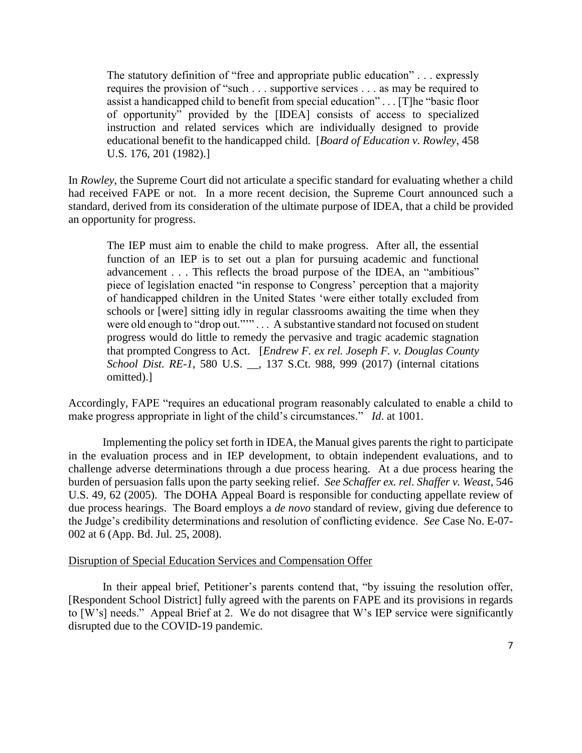> The statutory definition of "free and appropriate public education" . . . expressly requires the provision of "such . . . supportive services . . . as may be required to assist a handicapped child to benefit from special education" . . . [T]he "basic floor of opportunity" provided by the [IDEA] consists of access to specialized instruction and related services which are individually designed to provide educational benefit to the handicapped child. [*Board of Education v. Rowley*, 458 U.S. 176, 201 (1982).]

In *Rowley*, the Supreme Court did not articulate a specific standard for evaluating whether a child had received FAPE or not. In a more recent decision, the Supreme Court announced such a standard, derived from its consideration of the ultimate purpose of IDEA, that a child be provided an opportunity for progress.

> The IEP must aim to enable the child to make progress. After all, the essential function of an IEP is to set out a plan for pursuing academic and functional advancement . . . This reflects the broad purpose of the IDEA, an "ambitious" piece of legislation enacted "in response to Congress' perception that a majority of handicapped children in the United States 'were either totally excluded from schools or [were] sitting idly in regular classrooms awaiting the time when they were old enough to "drop out."'" . . . A substantive standard not focused on student progress would do little to remedy the pervasive and tragic academic stagnation that prompted Congress to Act. [*Endrew F. ex rel. Joseph F. v. Douglas County School Dist. RE-1*, 580 U.S. __, 137 S.Ct. 988, 999 (2017) (internal citations omitted).]

Accordingly, FAPE "requires an educational program reasonably calculated to enable a child to make progress appropriate in light of the child's circumstances." *Id*. at 1001.

Implementing the policy set forth in IDEA, the Manual gives parents the right to participate in the evaluation process and in IEP development, to obtain independent evaluations, and to challenge adverse determinations through a due process hearing. At a due process hearing the burden of persuasion falls upon the party seeking relief. *See Schaffer ex. rel. Shaffer v. Weast*, 546 U.S. 49, 62 (2005). The DOHA Appeal Board is responsible for conducting appellate review of due process hearings. The Board employs a *de novo* standard of review, giving due deference to the Judge's credibility determinations and resolution of conflicting evidence. *See* Case No. E-07-002 at 6 (App. Bd. Jul. 25, 2008).

<u>Disruption of Special Education Services and Compensation Offer</u>

In their appeal brief, Petitioner's parents contend that, "by issuing the resolution offer, [Respondent School District] fully agreed with the parents on FAPE and its provisions in regards to [W's] needs." Appeal Brief at 2. We do not disagree that W's IEP service were significantly disrupted due to the COVID-19 pandemic.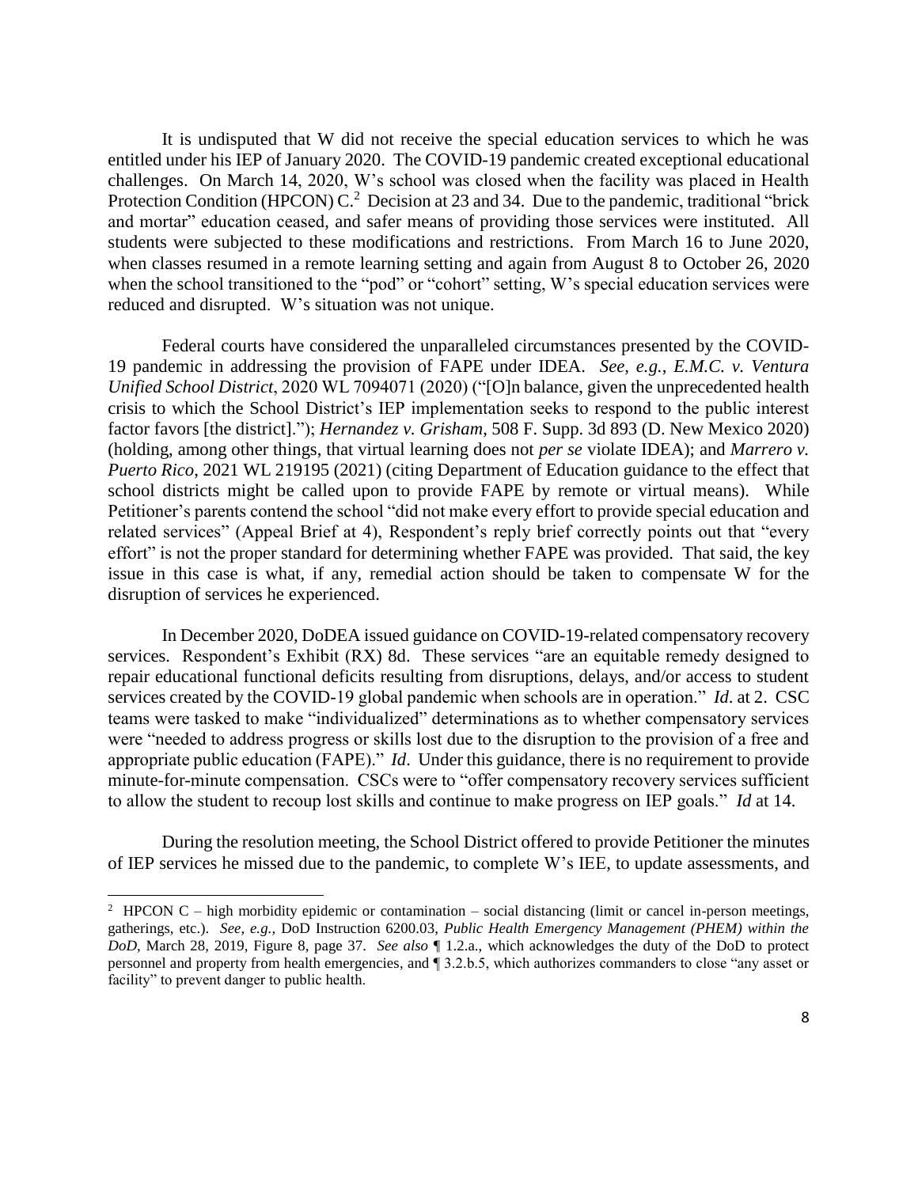It is undisputed that W did not receive the special education services to which he was entitled under his IEP of January 2020. The COVID-19 pandemic created exceptional educational challenges. On March 14, 2020, W's school was closed when the facility was placed in Health Protection Condition (HPCON) C.[2] Decision at 23 and 34. Due to the pandemic, traditional "brick and mortar" education ceased, and safer means of providing those services were instituted. All students were subjected to these modifications and restrictions. From March 16 to June 2020, when classes resumed in a remote learning setting and again from August 8 to October 26, 2020 when the school transitioned to the "pod" or "cohort" setting, W's special education services were reduced and disrupted. W's situation was not unique.

Federal courts have considered the unparalleled circumstances presented by the COVID-19 pandemic in addressing the provision of FAPE under IDEA. *See, e.g.*, *E.M.C. v. Ventura Unified School District*, 2020 WL 7094071 (2020) ("[O]n balance, given the unprecedented health crisis to which the School District's IEP implementation seeks to respond to the public interest factor favors [the district]."); *Hernandez v. Grisham*, 508 F. Supp. 3d 893 (D. New Mexico 2020) (holding, among other things, that virtual learning does not *per se* violate IDEA); and *Marrero v. Puerto Rico*, 2021 WL 219195 (2021) (citing Department of Education guidance to the effect that school districts might be called upon to provide FAPE by remote or virtual means). While Petitioner's parents contend the school "did not make every effort to provide special education and related services" (Appeal Brief at 4), Respondent's reply brief correctly points out that "every effort" is not the proper standard for determining whether FAPE was provided. That said, the key issue in this case is what, if any, remedial action should be taken to compensate W for the disruption of services he experienced.

In December 2020, DoDEA issued guidance on COVID-19-related compensatory recovery services. Respondent's Exhibit (RX) 8d. These services "are an equitable remedy designed to repair educational functional deficits resulting from disruptions, delays, and/or access to student services created by the COVID-19 global pandemic when schools are in operation." *Id*. at 2. CSC teams were tasked to make "individualized" determinations as to whether compensatory services were "needed to address progress or skills lost due to the disruption to the provision of a free and appropriate public education (FAPE)." *Id*. Under this guidance, there is no requirement to provide minute-for-minute compensation. CSCs were to "offer compensatory recovery services sufficient to allow the student to recoup lost skills and continue to make progress on IEP goals." *Id* at 14.

During the resolution meeting, the School District offered to provide Petitioner the minutes of IEP services he missed due to the pandemic, to complete W's IEE, to update assessments, and

---

[2] HPCON C – high morbidity epidemic or contamination – social distancing (limit or cancel in-person meetings, gatherings, etc.). *See, e.g.,* DoD Instruction 6200.03, *Public Health Emergency Management (PHEM) within the DoD*, March 28, 2019, Figure 8, page 37. *See also* ¶ 1.2.a., which acknowledges the duty of the DoD to protect personnel and property from health emergencies, and ¶ 3.2.b.5, which authorizes commanders to close "any asset or facility" to prevent danger to public health.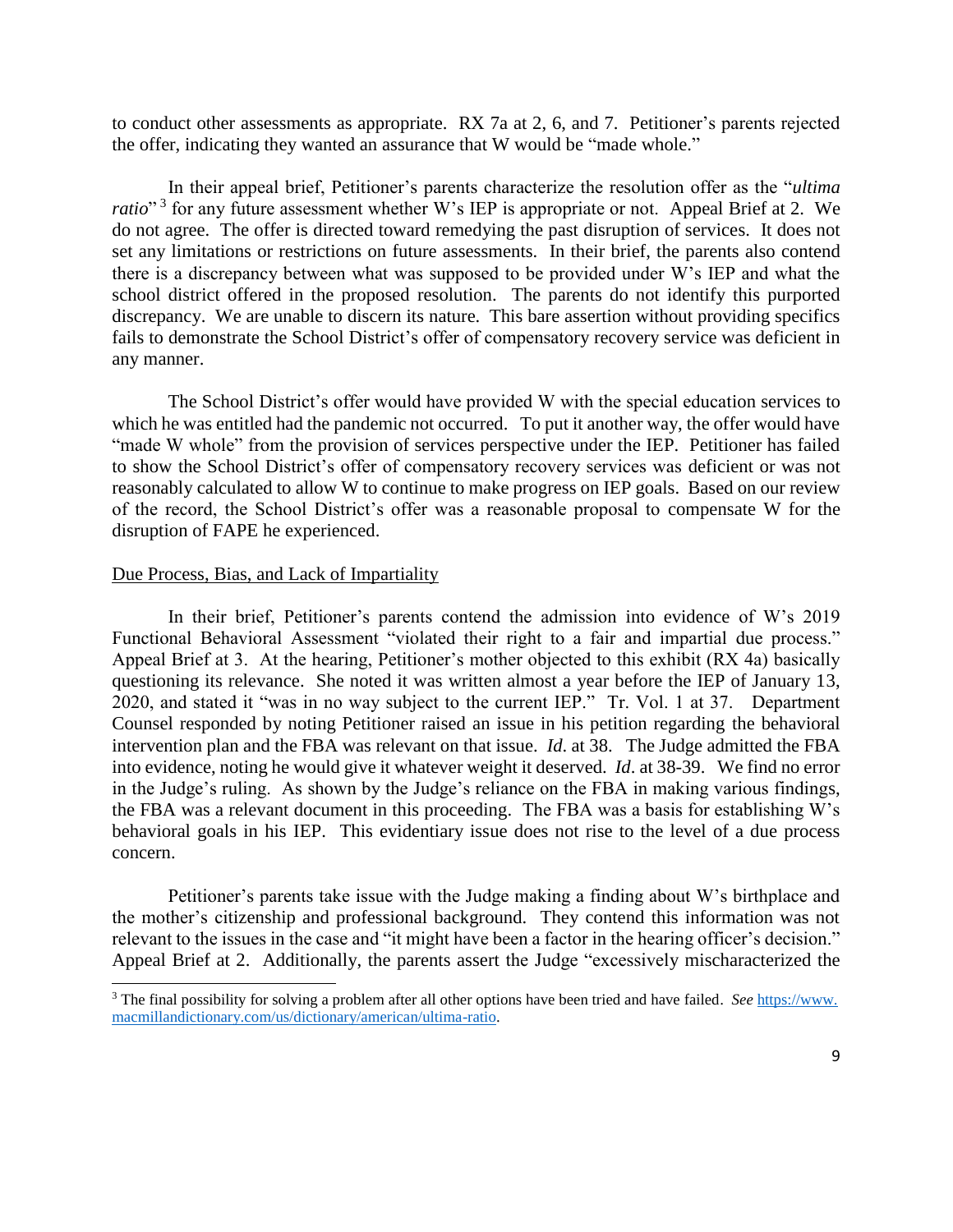to conduct other assessments as appropriate. RX 7a at 2, 6, and 7. Petitioner's parents rejected the offer, indicating they wanted an assurance that W would be "made whole."

In their appeal brief, Petitioner's parents characterize the resolution offer as the "*ultima ratio*" [3] for any future assessment whether W's IEP is appropriate or not. Appeal Brief at 2. We do not agree. The offer is directed toward remedying the past disruption of services. It does not set any limitations or restrictions on future assessments. In their brief, the parents also contend there is a discrepancy between what was supposed to be provided under W's IEP and what the school district offered in the proposed resolution. The parents do not identify this purported discrepancy. We are unable to discern its nature. This bare assertion without providing specifics fails to demonstrate the School District's offer of compensatory recovery service was deficient in any manner.

The School District's offer would have provided W with the special education services to which he was entitled had the pandemic not occurred. To put it another way, the offer would have "made W whole" from the provision of services perspective under the IEP. Petitioner has failed to show the School District's offer of compensatory recovery services was deficient or was not reasonably calculated to allow W to continue to make progress on IEP goals. Based on our review of the record, the School District's offer was a reasonable proposal to compensate W for the disruption of FAPE he experienced.

<u>Due Process, Bias, and Lack of Impartiality</u>

In their brief, Petitioner's parents contend the admission into evidence of W's 2019 Functional Behavioral Assessment "violated their right to a fair and impartial due process." Appeal Brief at 3. At the hearing, Petitioner's mother objected to this exhibit (RX 4a) basically questioning its relevance. She noted it was written almost a year before the IEP of January 13, 2020, and stated it "was in no way subject to the current IEP." Tr. Vol. 1 at 37. Department Counsel responded by noting Petitioner raised an issue in his petition regarding the behavioral intervention plan and the FBA was relevant on that issue. *Id*. at 38. The Judge admitted the FBA into evidence, noting he would give it whatever weight it deserved. *Id*. at 38-39. We find no error in the Judge's ruling. As shown by the Judge's reliance on the FBA in making various findings, the FBA was a relevant document in this proceeding. The FBA was a basis for establishing W's behavioral goals in his IEP. This evidentiary issue does not rise to the level of a due process concern.

Petitioner's parents take issue with the Judge making a finding about W's birthplace and the mother's citizenship and professional background. They contend this information was not relevant to the issues in the case and "it might have been a factor in the hearing officer's decision." Appeal Brief at 2. Additionally, the parents assert the Judge "excessively mischaracterized the

---

[3] The final possibility for solving a problem after all other options have been tried and have failed. *See* https://www.macmillandictionary.com/us/dictionary/american/ultima-ratio.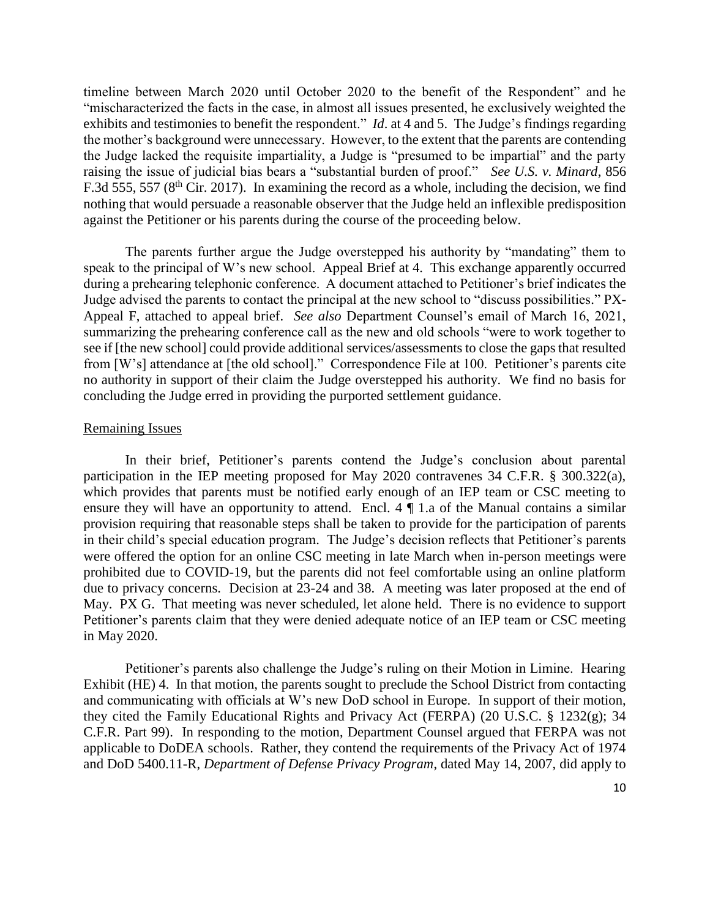timeline between March 2020 until October 2020 to the benefit of the Respondent" and he "mischaracterized the facts in the case, in almost all issues presented, he exclusively weighted the exhibits and testimonies to benefit the respondent." *Id*. at 4 and 5. The Judge's findings regarding the mother's background were unnecessary. However, to the extent that the parents are contending the Judge lacked the requisite impartiality, a Judge is "presumed to be impartial" and the party raising the issue of judicial bias bears a "substantial burden of proof." *See U.S. v. Minard*, 856 F.3d 555, 557 (8th Cir. 2017). In examining the record as a whole, including the decision, we find nothing that would persuade a reasonable observer that the Judge held an inflexible predisposition against the Petitioner or his parents during the course of the proceeding below.

The parents further argue the Judge overstepped his authority by "mandating" them to speak to the principal of W's new school. Appeal Brief at 4. This exchange apparently occurred during a prehearing telephonic conference. A document attached to Petitioner's brief indicates the Judge advised the parents to contact the principal at the new school to "discuss possibilities." PX-Appeal F, attached to appeal brief. *See also* Department Counsel's email of March 16, 2021, summarizing the prehearing conference call as the new and old schools "were to work together to see if [the new school] could provide additional services/assessments to close the gaps that resulted from [W's] attendance at [the old school]." Correspondence File at 100. Petitioner's parents cite no authority in support of their claim the Judge overstepped his authority. We find no basis for concluding the Judge erred in providing the purported settlement guidance.

Remaining Issues

In their brief, Petitioner's parents contend the Judge's conclusion about parental participation in the IEP meeting proposed for May 2020 contravenes 34 C.F.R. § 300.322(a), which provides that parents must be notified early enough of an IEP team or CSC meeting to ensure they will have an opportunity to attend. Encl. 4 ¶ 1.a of the Manual contains a similar provision requiring that reasonable steps shall be taken to provide for the participation of parents in their child's special education program. The Judge's decision reflects that Petitioner's parents were offered the option for an online CSC meeting in late March when in-person meetings were prohibited due to COVID-19, but the parents did not feel comfortable using an online platform due to privacy concerns. Decision at 23-24 and 38. A meeting was later proposed at the end of May. PX G. That meeting was never scheduled, let alone held. There is no evidence to support Petitioner's parents claim that they were denied adequate notice of an IEP team or CSC meeting in May 2020.

Petitioner's parents also challenge the Judge's ruling on their Motion in Limine. Hearing Exhibit (HE) 4. In that motion, the parents sought to preclude the School District from contacting and communicating with officials at W's new DoD school in Europe. In support of their motion, they cited the Family Educational Rights and Privacy Act (FERPA) (20 U.S.C. § 1232(g); 34 C.F.R. Part 99). In responding to the motion, Department Counsel argued that FERPA was not applicable to DoDEA schools. Rather, they contend the requirements of the Privacy Act of 1974 and DoD 5400.11-R, *Department of Defense Privacy Program*, dated May 14, 2007, did apply to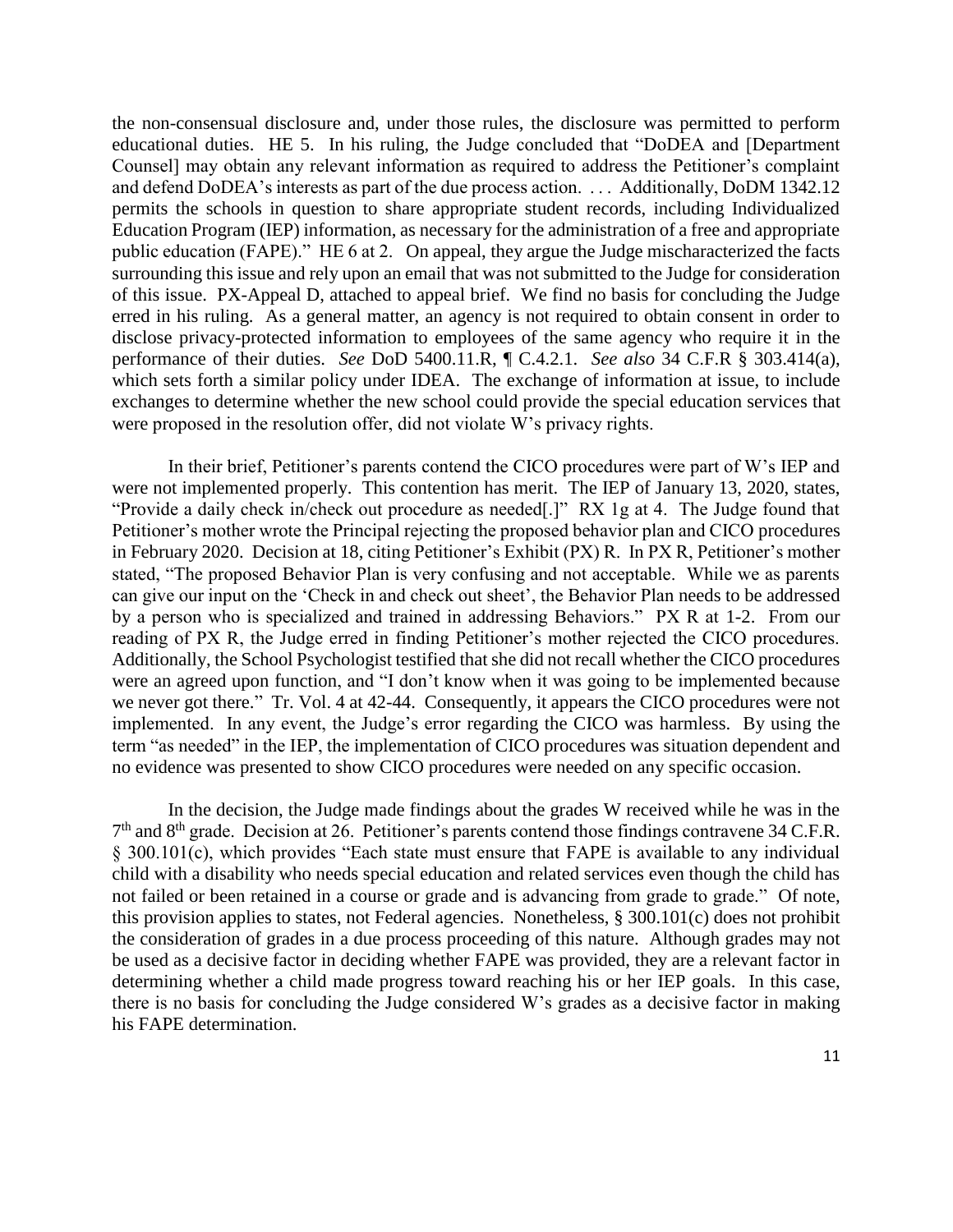the non-consensual disclosure and, under those rules, the disclosure was permitted to perform educational duties. HE 5. In his ruling, the Judge concluded that "DoDEA and [Department Counsel] may obtain any relevant information as required to address the Petitioner's complaint and defend DoDEA's interests as part of the due process action. . . . Additionally, DoDM 1342.12 permits the schools in question to share appropriate student records, including Individualized Education Program (IEP) information, as necessary for the administration of a free and appropriate public education (FAPE)." HE 6 at 2. On appeal, they argue the Judge mischaracterized the facts surrounding this issue and rely upon an email that was not submitted to the Judge for consideration of this issue. PX-Appeal D, attached to appeal brief. We find no basis for concluding the Judge erred in his ruling. As a general matter, an agency is not required to obtain consent in order to disclose privacy-protected information to employees of the same agency who require it in the performance of their duties. *See* DoD 5400.11.R, ¶ C.4.2.1. *See also* 34 C.F.R § 303.414(a), which sets forth a similar policy under IDEA. The exchange of information at issue, to include exchanges to determine whether the new school could provide the special education services that were proposed in the resolution offer, did not violate W's privacy rights.

In their brief, Petitioner's parents contend the CICO procedures were part of W's IEP and were not implemented properly. This contention has merit. The IEP of January 13, 2020, states, "Provide a daily check in/check out procedure as needed[.]" RX 1g at 4. The Judge found that Petitioner's mother wrote the Principal rejecting the proposed behavior plan and CICO procedures in February 2020. Decision at 18, citing Petitioner's Exhibit (PX) R. In PX R, Petitioner's mother stated, "The proposed Behavior Plan is very confusing and not acceptable. While we as parents can give our input on the 'Check in and check out sheet', the Behavior Plan needs to be addressed by a person who is specialized and trained in addressing Behaviors." PX R at 1-2. From our reading of PX R, the Judge erred in finding Petitioner's mother rejected the CICO procedures. Additionally, the School Psychologist testified that she did not recall whether the CICO procedures were an agreed upon function, and "I don't know when it was going to be implemented because we never got there." Tr. Vol. 4 at 42-44. Consequently, it appears the CICO procedures were not implemented. In any event, the Judge's error regarding the CICO was harmless. By using the term "as needed" in the IEP, the implementation of CICO procedures was situation dependent and no evidence was presented to show CICO procedures were needed on any specific occasion.

In the decision, the Judge made findings about the grades W received while he was in the 7th and 8th grade. Decision at 26. Petitioner's parents contend those findings contravene 34 C.F.R. § 300.101(c), which provides "Each state must ensure that FAPE is available to any individual child with a disability who needs special education and related services even though the child has not failed or been retained in a course or grade and is advancing from grade to grade." Of note, this provision applies to states, not Federal agencies. Nonetheless, § 300.101(c) does not prohibit the consideration of grades in a due process proceeding of this nature. Although grades may not be used as a decisive factor in deciding whether FAPE was provided, they are a relevant factor in determining whether a child made progress toward reaching his or her IEP goals. In this case, there is no basis for concluding the Judge considered W's grades as a decisive factor in making his FAPE determination.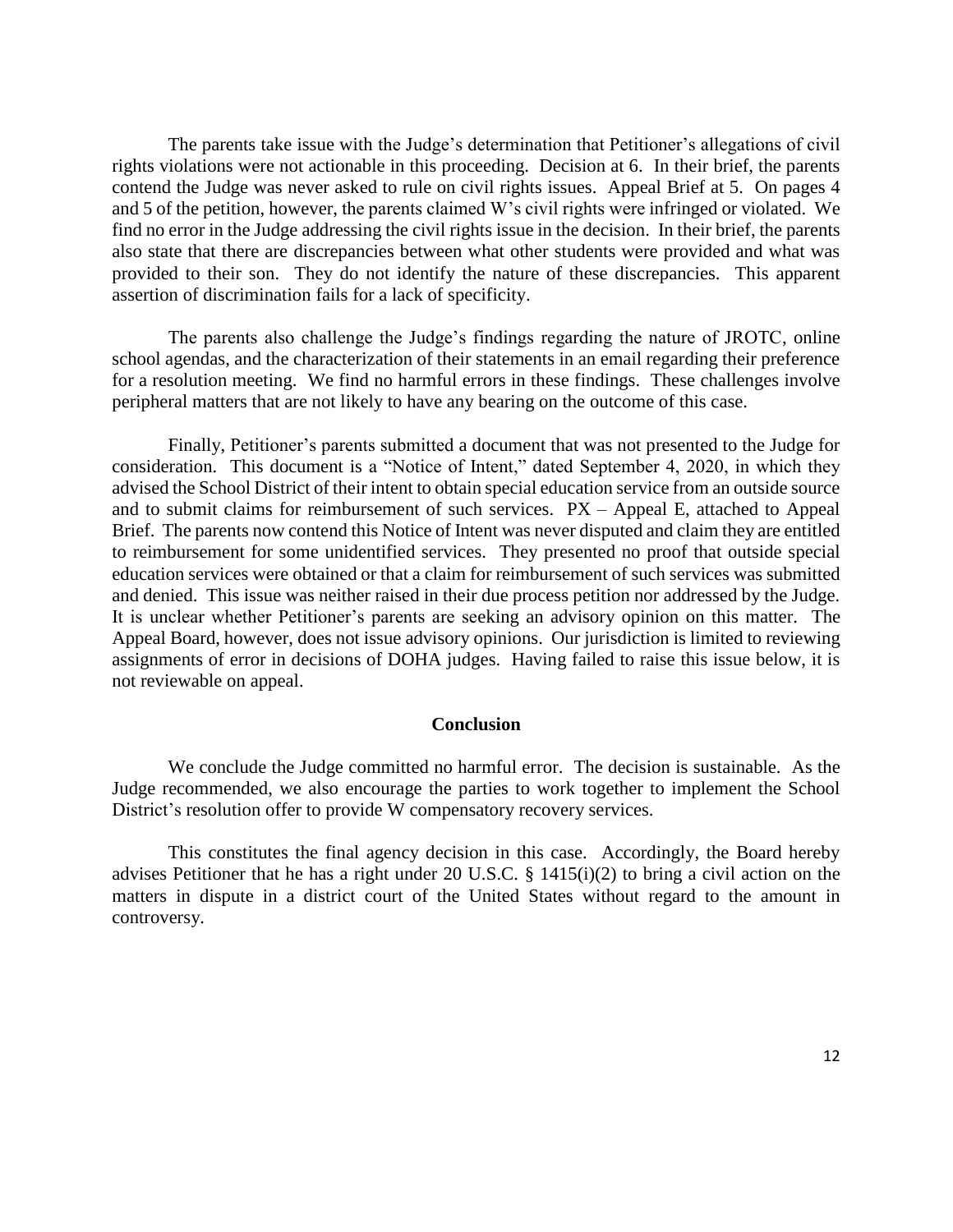The parents take issue with the Judge's determination that Petitioner's allegations of civil rights violations were not actionable in this proceeding. Decision at 6. In their brief, the parents contend the Judge was never asked to rule on civil rights issues. Appeal Brief at 5. On pages 4 and 5 of the petition, however, the parents claimed W's civil rights were infringed or violated. We find no error in the Judge addressing the civil rights issue in the decision. In their brief, the parents also state that there are discrepancies between what other students were provided and what was provided to their son. They do not identify the nature of these discrepancies. This apparent assertion of discrimination fails for a lack of specificity.

The parents also challenge the Judge's findings regarding the nature of JROTC, online school agendas, and the characterization of their statements in an email regarding their preference for a resolution meeting. We find no harmful errors in these findings. These challenges involve peripheral matters that are not likely to have any bearing on the outcome of this case.

Finally, Petitioner's parents submitted a document that was not presented to the Judge for consideration. This document is a "Notice of Intent," dated September 4, 2020, in which they advised the School District of their intent to obtain special education service from an outside source and to submit claims for reimbursement of such services. PX – Appeal E, attached to Appeal Brief. The parents now contend this Notice of Intent was never disputed and claim they are entitled to reimbursement for some unidentified services. They presented no proof that outside special education services were obtained or that a claim for reimbursement of such services was submitted and denied. This issue was neither raised in their due process petition nor addressed by the Judge. It is unclear whether Petitioner's parents are seeking an advisory opinion on this matter. The Appeal Board, however, does not issue advisory opinions. Our jurisdiction is limited to reviewing assignments of error in decisions of DOHA judges. Having failed to raise this issue below, it is not reviewable on appeal.

## Conclusion

We conclude the Judge committed no harmful error. The decision is sustainable. As the Judge recommended, we also encourage the parties to work together to implement the School District's resolution offer to provide W compensatory recovery services.

This constitutes the final agency decision in this case. Accordingly, the Board hereby advises Petitioner that he has a right under 20 U.S.C. § 1415(i)(2) to bring a civil action on the matters in dispute in a district court of the United States without regard to the amount in controversy.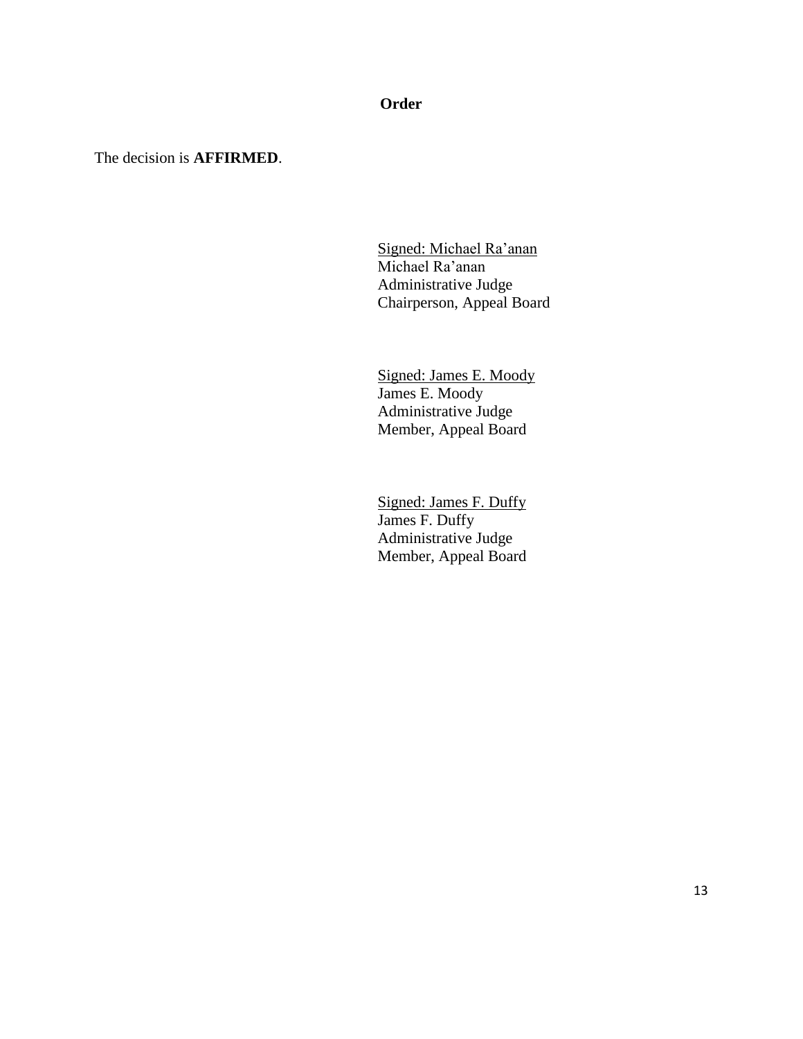## Order

The decision is **AFFIRMED**.

Signed: Michael Ra'anan
Michael Ra'anan
Administrative Judge
Chairperson, Appeal Board

Signed: James E. Moody
James E. Moody
Administrative Judge
Member, Appeal Board

Signed: James F. Duffy
James F. Duffy
Administrative Judge
Member, Appeal Board